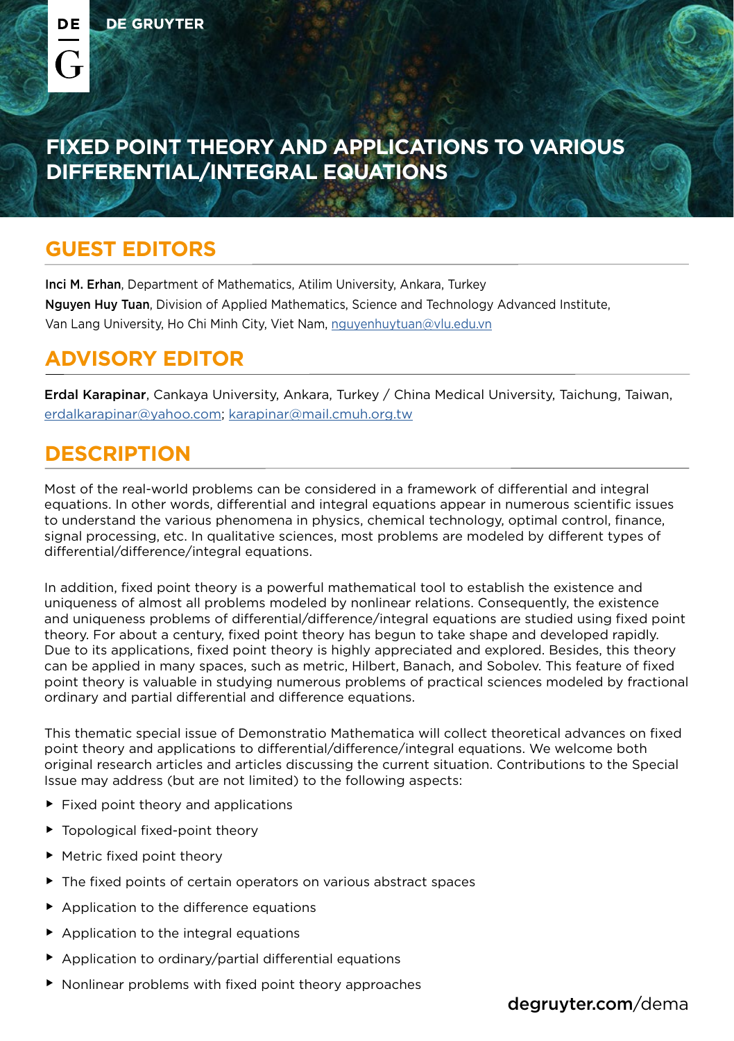DE GRUYTER

# FIXED POINT THEORY AND APPLICATIONS TO VARIOUS DIFFERENTIAL/INTEGRAL EQUATIONS

## GUEST EDITORS

**Inci M. Erhan**, Department of Mathematics, Atilim University, Ankara, Turkey

**Nguyen Huy Tuan**, Division of Applied Mathematics, Science and Technology Advanced Institute, Van Lang University, Ho Chi Minh City, Viet Nam, nguyenhuytuan@vlu.edu.vn

## ADVISORY EDITOR

**Erdal Karapinar**, Cankaya University, Ankara, Turkey / China Medical University, Taichung, Taiwan, erdalkarapinar@yahoo.com; karapinar@mail.cmuh.org.tw

## DESCRIPTION

Most of the real-world problems can be considered in a framework of differential and integral equations. In other words, differential and integral equations appear in numerous scientific issues to understand the various phenomena in physics, chemical technology, optimal control, finance, signal processing, etc. In qualitative sciences, most problems are modeled by different types of differential/difference/integral equations.

In addition, fixed point theory is a powerful mathematical tool to establish the existence and uniqueness of almost all problems modeled by nonlinear relations. Consequently, the existence and uniqueness problems of differential/difference/integral equations are studied using fixed point theory. For about a century, fixed point theory has begun to take shape and developed rapidly. Due to its applications, fixed point theory is highly appreciated and explored. Besides, this theory can be applied in many spaces, such as metric, Hilbert, Banach, and Sobolev. This feature of fixed point theory is valuable in studying numerous problems of practical sciences modeled by fractional ordinary and partial differential and difference equations.

This thematic special issue of Demonstratio Mathematica will collect theoretical advances on fixed point theory and applications to differential/difference/integral equations. We welcome both original research articles and articles discussing the current situation. Contributions to the Special Issue may address (but are not limited) to the following aspects:

- Fixed point theory and applications
- Topological fixed-point theory
- Metric fixed point theory
- The fixed points of certain operators on various abstract spaces
- Application to the difference equations
- Application to the integral equations
- Application to ordinary/partial differential equations
- Nonlinear problems with fixed point theory approaches

degruyter.com/dema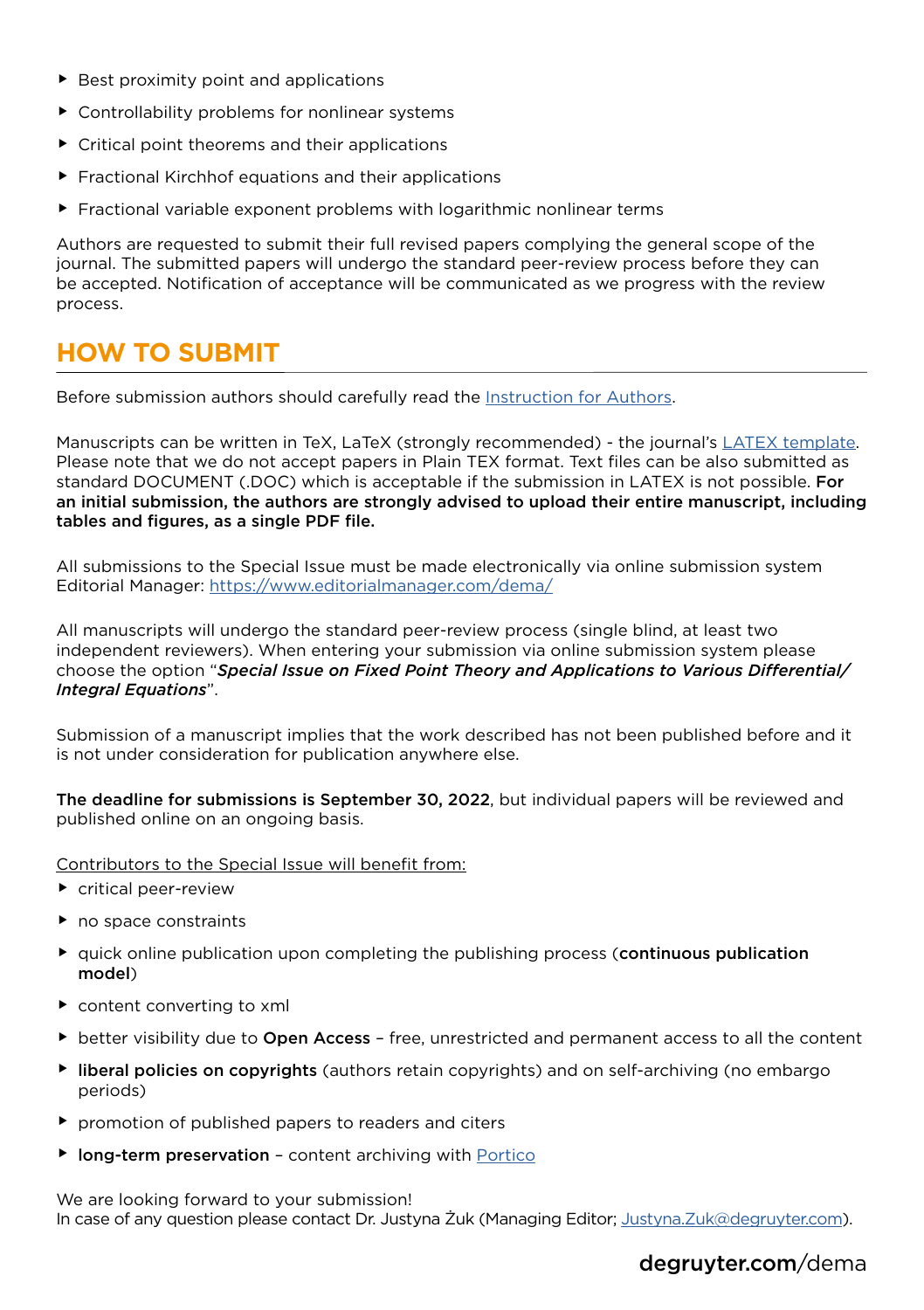- Best proximity point and applications
- Controllability problems for nonlinear systems
- Critical point theorems and their applications
- Fractional Kirchhof equations and their applications
- Fractional variable exponent problems with logarithmic nonlinear terms

Authors are requested to submit their full revised papers complying the general scope of the journal. The submitted papers will undergo the standard peer-review process before they can be accepted. Notification of acceptance will be communicated as we progress with the review process.

## HOW TO SUBMIT

Before submission authors should carefully read the Instruction for Authors.

Manuscripts can be written in TeX, LaTeX (strongly recommended) - the journal's LATEX template. Please note that we do not accept papers in Plain TEX format. Text files can be also submitted as standard DOCUMENT (.DOC) which is acceptable if the submission in LATEX is not possible. **For an initial submission, the authors are strongly advised to upload their entire manuscript, including tables and figures, as a single PDF file.**

All submissions to the Special Issue must be made electronically via online submission system Editorial Manager: https://www.editorialmanager.com/dema/

All manuscripts will undergo the standard peer-review process (single blind, at least two independent reviewers). When entering your submission via online submission system please choose the option "***Special Issue on Fixed Point Theory and Applications to Various Differential/ Integral Equations***".

Submission of a manuscript implies that the work described has not been published before and it is not under consideration for publication anywhere else.

**The deadline for submissions is September 30, 2022**, but individual papers will be reviewed and published online on an ongoing basis.

Contributors to the Special Issue will benefit from:

- critical peer-review
- no space constraints
- quick online publication upon completing the publishing process (**continuous publication model**)
- content converting to xml
- better visibility due to **Open Access** – free, unrestricted and permanent access to all the content
- **liberal policies on copyrights** (authors retain copyrights) and on self-archiving (no embargo periods)
- promotion of published papers to readers and citers
- **long-term preservation** – content archiving with Portico

We are looking forward to your submission!
In case of any question please contact Dr. Justyna Żuk (Managing Editor; Justyna.Zuk@degruyter.com).

**degruyter.com**/dema